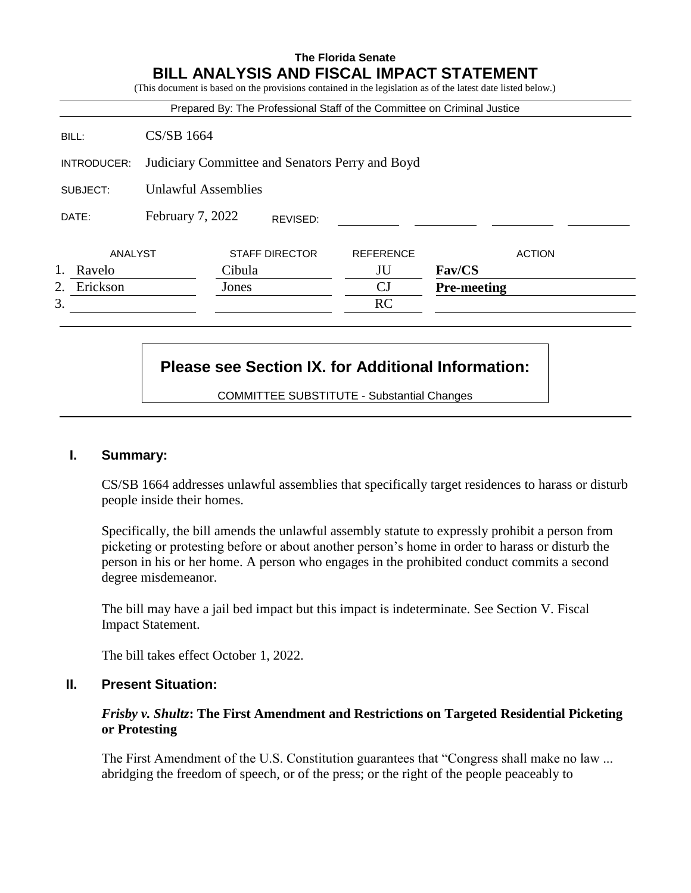**The Florida Senate**

# BILL ANALYSIS AND FISCAL IMPACT STATEMENT

(This document is based on the provisions contained in the legislation as of the latest date listed below.)

Prepared By: The Professional Staff of the Committee on Criminal Justice

| | |
|---|---|
| BILL: | CS/SB 1664 |
| INTRODUCER: | Judiciary Committee and Senators Perry and Boyd |
| SUBJECT: | Unlawful Assemblies |
| DATE: | February 7, 2022 REVISED: |

| | ANALYST | STAFF DIRECTOR | REFERENCE | ACTION |
|---|---|---|---|---|
| 1. | Ravelo | Cibula | JU | **Fav/CS** |
| 2. | Erickson | Jones | CJ | **Pre-meeting** |
| 3. | | | RC | |

**Please see Section IX. for Additional Information:**

COMMITTEE SUBSTITUTE - Substantial Changes

## I. Summary:

CS/SB 1664 addresses unlawful assemblies that specifically target residences to harass or disturb people inside their homes.

Specifically, the bill amends the unlawful assembly statute to expressly prohibit a person from picketing or protesting before or about another person's home in order to harass or disturb the person in his or her home. A person who engages in the prohibited conduct commits a second degree misdemeanor.

The bill may have a jail bed impact but this impact is indeterminate. See Section V. Fiscal Impact Statement.

The bill takes effect October 1, 2022.

## II. Present Situation:

### *Frisby v. Shultz*: The First Amendment and Restrictions on Targeted Residential Picketing or Protesting

The First Amendment of the U.S. Constitution guarantees that "Congress shall make no law ... abridging the freedom of speech, or of the press; or the right of the people peaceably to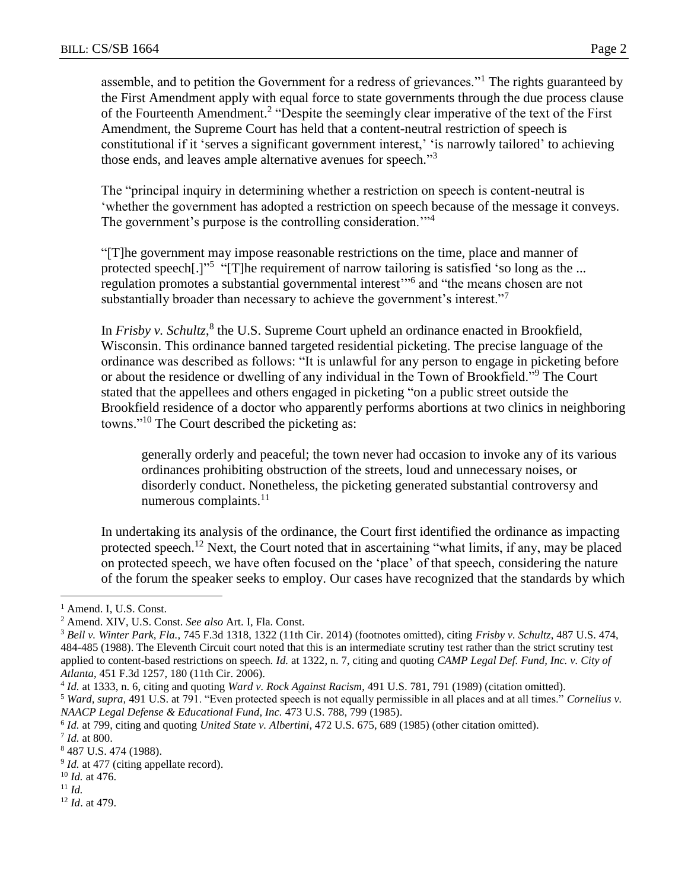assemble, and to petition the Government for a redress of grievances."[1] The rights guaranteed by the First Amendment apply with equal force to state governments through the due process clause of the Fourteenth Amendment.[2] "Despite the seemingly clear imperative of the text of the First Amendment, the Supreme Court has held that a content-neutral restriction of speech is constitutional if it 'serves a significant government interest,' 'is narrowly tailored' to achieving those ends, and leaves ample alternative avenues for speech."[3]

The "principal inquiry in determining whether a restriction on speech is content-neutral is 'whether the government has adopted a restriction on speech because of the message it conveys. The government's purpose is the controlling consideration.'"[4]

"[T]he government may impose reasonable restrictions on the time, place and manner of protected speech[.]"[5] "[T]he requirement of narrow tailoring is satisfied 'so long as the ... regulation promotes a substantial governmental interest'"[6] and "the means chosen are not substantially broader than necessary to achieve the government's interest."[7]

In *Frisby v. Schultz*,[8] the U.S. Supreme Court upheld an ordinance enacted in Brookfield, Wisconsin. This ordinance banned targeted residential picketing. The precise language of the ordinance was described as follows: "It is unlawful for any person to engage in picketing before or about the residence or dwelling of any individual in the Town of Brookfield."[9] The Court stated that the appellees and others engaged in picketing "on a public street outside the Brookfield residence of a doctor who apparently performs abortions at two clinics in neighboring towns."[10] The Court described the picketing as:

> generally orderly and peaceful; the town never had occasion to invoke any of its various ordinances prohibiting obstruction of the streets, loud and unnecessary noises, or disorderly conduct. Nonetheless, the picketing generated substantial controversy and numerous complaints.[11]

In undertaking its analysis of the ordinance, the Court first identified the ordinance as impacting protected speech.[12] Next, the Court noted that in ascertaining "what limits, if any, may be placed on protected speech, we have often focused on the 'place' of that speech, considering the nature of the forum the speaker seeks to employ. Our cases have recognized that the standards by which

---

[1] Amend. I, U.S. Const.

[2] Amend. XIV, U.S. Const. *See also* Art. I, Fla. Const.

[3] *Bell v. Winter Park, Fla.*, 745 F.3d 1318, 1322 (11th Cir. 2014) (footnotes omitted), citing *Frisby v. Schultz*, 487 U.S. 474, 484-485 (1988). The Eleventh Circuit court noted that this is an intermediate scrutiny test rather than the strict scrutiny test applied to content-based restrictions on speech. *Id.* at 1322, n. 7, citing and quoting *CAMP Legal Def. Fund, Inc. v. City of Atlanta*, 451 F.3d 1257, 180 (11th Cir. 2006).

[4] *Id.* at 1333, n. 6, citing and quoting *Ward v. Rock Against Racism*, 491 U.S. 781, 791 (1989) (citation omitted).

[5] *Ward, supra*, 491 U.S. at 791. "Even protected speech is not equally permissible in all places and at all times." *Cornelius v. NAACP Legal Defense & Educational Fund, Inc.* 473 U.S. 788, 799 (1985).

[6] *Id.* at 799, citing and quoting *United State v. Albertini*, 472 U.S. 675, 689 (1985) (other citation omitted).

[7] *Id.* at 800.

[8] 487 U.S. 474 (1988).

[9] *Id.* at 477 (citing appellate record).

[10] *Id.* at 476.

[11] *Id.*

[12] *Id*. at 479.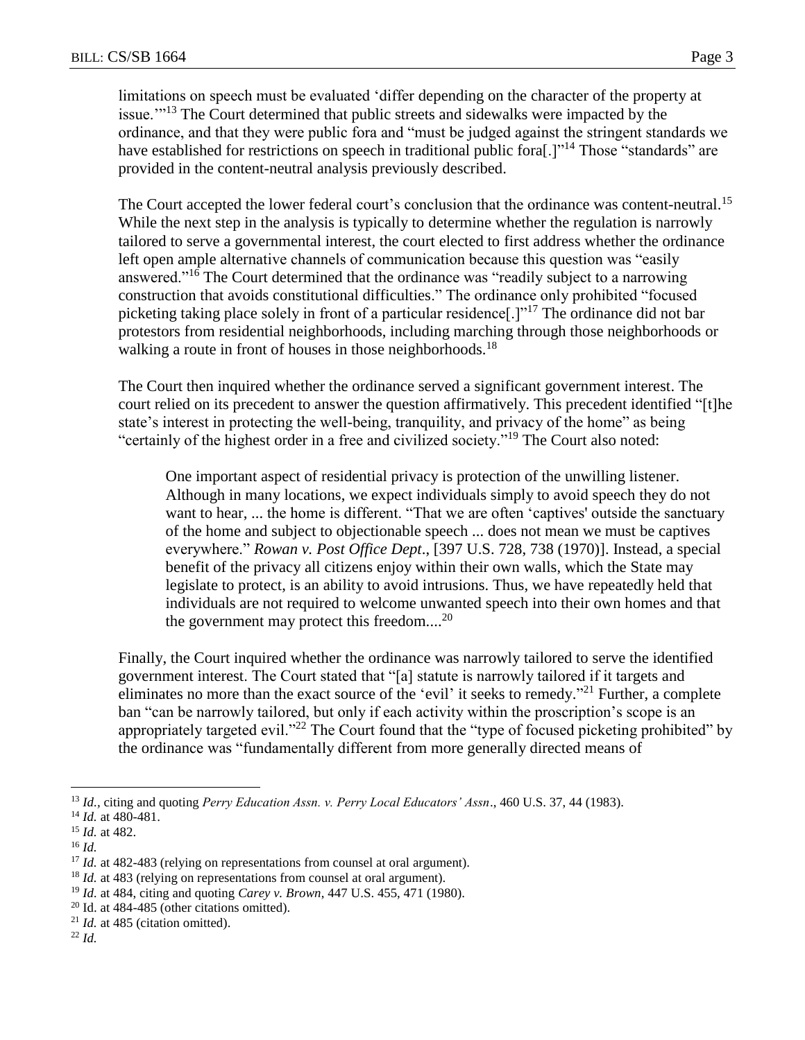limitations on speech must be evaluated 'differ depending on the character of the property at issue.'"[13] The Court determined that public streets and sidewalks were impacted by the ordinance, and that they were public fora and "must be judged against the stringent standards we have established for restrictions on speech in traditional public fora[.]"[14] Those "standards" are provided in the content-neutral analysis previously described.

The Court accepted the lower federal court's conclusion that the ordinance was content-neutral.[15] While the next step in the analysis is typically to determine whether the regulation is narrowly tailored to serve a governmental interest, the court elected to first address whether the ordinance left open ample alternative channels of communication because this question was "easily answered."[16] The Court determined that the ordinance was "readily subject to a narrowing construction that avoids constitutional difficulties." The ordinance only prohibited "focused picketing taking place solely in front of a particular residence[.]"[17] The ordinance did not bar protestors from residential neighborhoods, including marching through those neighborhoods or walking a route in front of houses in those neighborhoods.[18]

The Court then inquired whether the ordinance served a significant government interest. The court relied on its precedent to answer the question affirmatively. This precedent identified "[t]he state's interest in protecting the well-being, tranquility, and privacy of the home" as being "certainly of the highest order in a free and civilized society."[19] The Court also noted:

> One important aspect of residential privacy is protection of the unwilling listener. Although in many locations, we expect individuals simply to avoid speech they do not want to hear, ... the home is different. "That we are often 'captives' outside the sanctuary of the home and subject to objectionable speech ... does not mean we must be captives everywhere." *Rowan v. Post Office Dept*., [397 U.S. 728, 738 (1970)]. Instead, a special benefit of the privacy all citizens enjoy within their own walls, which the State may legislate to protect, is an ability to avoid intrusions. Thus, we have repeatedly held that individuals are not required to welcome unwanted speech into their own homes and that the government may protect this freedom....[20]

Finally, the Court inquired whether the ordinance was narrowly tailored to serve the identified government interest. The Court stated that "[a] statute is narrowly tailored if it targets and eliminates no more than the exact source of the 'evil' it seeks to remedy."[21] Further, a complete ban "can be narrowly tailored, but only if each activity within the proscription's scope is an appropriately targeted evil."[22] The Court found that the "type of focused picketing prohibited" by the ordinance was "fundamentally different from more generally directed means of

---

[13] *Id.*, citing and quoting *Perry Education Assn. v. Perry Local Educators' Assn*., 460 U.S. 37, 44 (1983).

[14] *Id.* at 480-481.

[15] *Id.* at 482.

[16] *Id.*

[17] *Id.* at 482-483 (relying on representations from counsel at oral argument).

[18] *Id.* at 483 (relying on representations from counsel at oral argument).

[19] *Id.* at 484, citing and quoting *Carey v. Brown*, 447 U.S. 455, 471 (1980).

[20] Id. at 484-485 (other citations omitted).

[21] *Id.* at 485 (citation omitted).

[22] *Id.*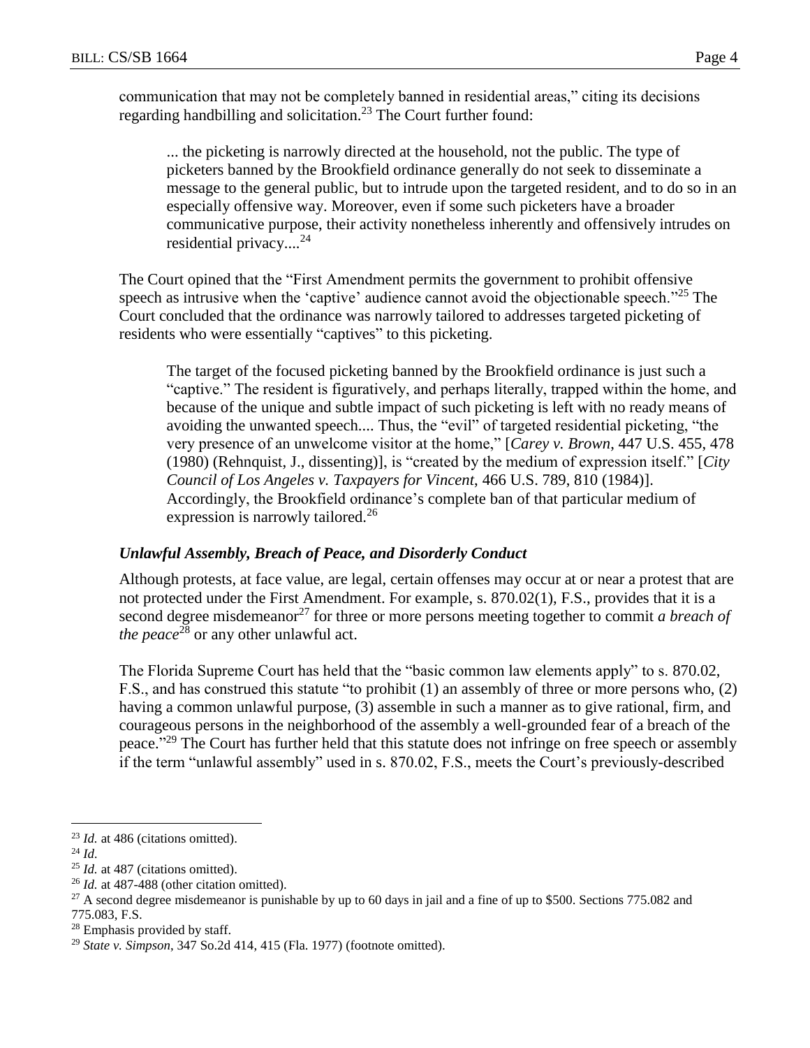communication that may not be completely banned in residential areas," citing its decisions regarding handbilling and solicitation.[23] The Court further found:

> ... the picketing is narrowly directed at the household, not the public. The type of picketers banned by the Brookfield ordinance generally do not seek to disseminate a message to the general public, but to intrude upon the targeted resident, and to do so in an especially offensive way. Moreover, even if some such picketers have a broader communicative purpose, their activity nonetheless inherently and offensively intrudes on residential privacy....[24]

The Court opined that the "First Amendment permits the government to prohibit offensive speech as intrusive when the 'captive' audience cannot avoid the objectionable speech."[25] The Court concluded that the ordinance was narrowly tailored to addresses targeted picketing of residents who were essentially "captives" to this picketing.

> The target of the focused picketing banned by the Brookfield ordinance is just such a "captive." The resident is figuratively, and perhaps literally, trapped within the home, and because of the unique and subtle impact of such picketing is left with no ready means of avoiding the unwanted speech.... Thus, the "evil" of targeted residential picketing, "the very presence of an unwelcome visitor at the home," [*Carey v. Brown*, 447 U.S. 455, 478 (1980) (Rehnquist, J., dissenting)], is "created by the medium of expression itself." [*City Council of Los Angeles v. Taxpayers for Vincent*, 466 U.S. 789, 810 (1984)]. Accordingly, the Brookfield ordinance's complete ban of that particular medium of expression is narrowly tailored.[26]

### *Unlawful Assembly, Breach of Peace, and Disorderly Conduct*

Although protests, at face value, are legal, certain offenses may occur at or near a protest that are not protected under the First Amendment. For example, s. 870.02(1), F.S., provides that it is a second degree misdemeanor[27] for three or more persons meeting together to commit *a breach of the peace*[28] or any other unlawful act.

The Florida Supreme Court has held that the "basic common law elements apply" to s. 870.02, F.S., and has construed this statute "to prohibit (1) an assembly of three or more persons who, (2) having a common unlawful purpose, (3) assemble in such a manner as to give rational, firm, and courageous persons in the neighborhood of the assembly a well-grounded fear of a breach of the peace."[29] The Court has further held that this statute does not infringe on free speech or assembly if the term "unlawful assembly" used in s. 870.02, F.S., meets the Court's previously-described

---

[23] *Id.* at 486 (citations omitted).

[24] *Id.*

[25] *Id.* at 487 (citations omitted).

[26] *Id.* at 487-488 (other citation omitted).

[27] A second degree misdemeanor is punishable by up to 60 days in jail and a fine of up to $500. Sections 775.082 and 775.083, F.S.

[28] Emphasis provided by staff.

[29] *State v. Simpson*, 347 So.2d 414, 415 (Fla. 1977) (footnote omitted).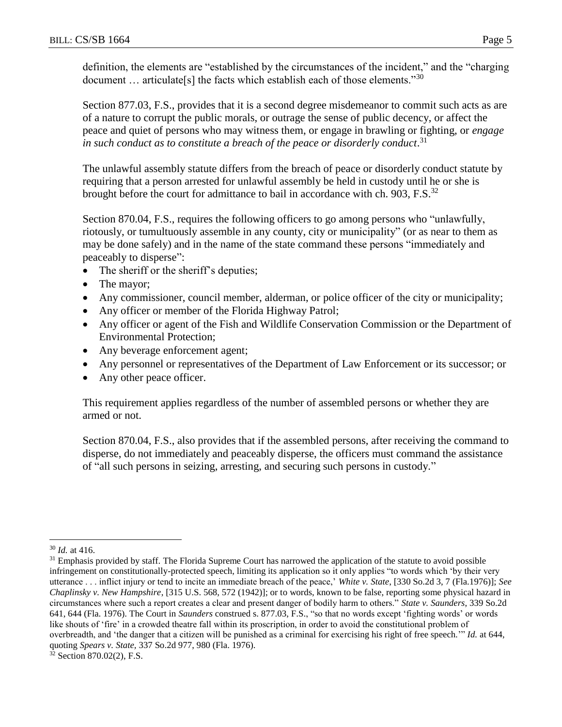definition, the elements are "established by the circumstances of the incident," and the "charging document … articulate[s] the facts which establish each of those elements."[30]

Section 877.03, F.S., provides that it is a second degree misdemeanor to commit such acts as are of a nature to corrupt the public morals, or outrage the sense of public decency, or affect the peace and quiet of persons who may witness them, or engage in brawling or fighting, or *engage in such conduct as to constitute a breach of the peace or disorderly conduct*.[31]

The unlawful assembly statute differs from the breach of peace or disorderly conduct statute by requiring that a person arrested for unlawful assembly be held in custody until he or she is brought before the court for admittance to bail in accordance with ch. 903, F.S.[32]

Section 870.04, F.S., requires the following officers to go among persons who "unlawfully, riotously, or tumultuously assemble in any county, city or municipality" (or as near to them as may be done safely) and in the name of the state command these persons "immediately and peaceably to disperse":

- The sheriff or the sheriff's deputies;
- The mayor;
- Any commissioner, council member, alderman, or police officer of the city or municipality;
- Any officer or member of the Florida Highway Patrol;
- Any officer or agent of the Fish and Wildlife Conservation Commission or the Department of Environmental Protection;
- Any beverage enforcement agent;
- Any personnel or representatives of the Department of Law Enforcement or its successor; or
- Any other peace officer.

This requirement applies regardless of the number of assembled persons or whether they are armed or not.

Section 870.04, F.S., also provides that if the assembled persons, after receiving the command to disperse, do not immediately and peaceably disperse, the officers must command the assistance of "all such persons in seizing, arresting, and securing such persons in custody."

---

[30] *Id.* at 416.

[31] Emphasis provided by staff. The Florida Supreme Court has narrowed the application of the statute to avoid possible infringement on constitutionally-protected speech, limiting its application so it only applies "to words which 'by their very utterance . . . inflict injury or tend to incite an immediate breach of the peace,' *White v. State*, [330 So.2d 3, 7 (Fla.1976)]; *See Chaplinsky v. New Hampshire*, [315 U.S. 568, 572 (1942)]; or to words, known to be false, reporting some physical hazard in circumstances where such a report creates a clear and present danger of bodily harm to others." *State v. Saunders*, 339 So.2d 641, 644 (Fla. 1976). The Court in *Saunders* construed s. 877.03, F.S., "so that no words except 'fighting words' or words like shouts of 'fire' in a crowded theatre fall within its proscription, in order to avoid the constitutional problem of overbreadth, and 'the danger that a citizen will be punished as a criminal for exercising his right of free speech.'" *Id.* at 644, quoting *Spears v. State*, 337 So.2d 977, 980 (Fla. 1976).

[32] Section 870.02(2), F.S.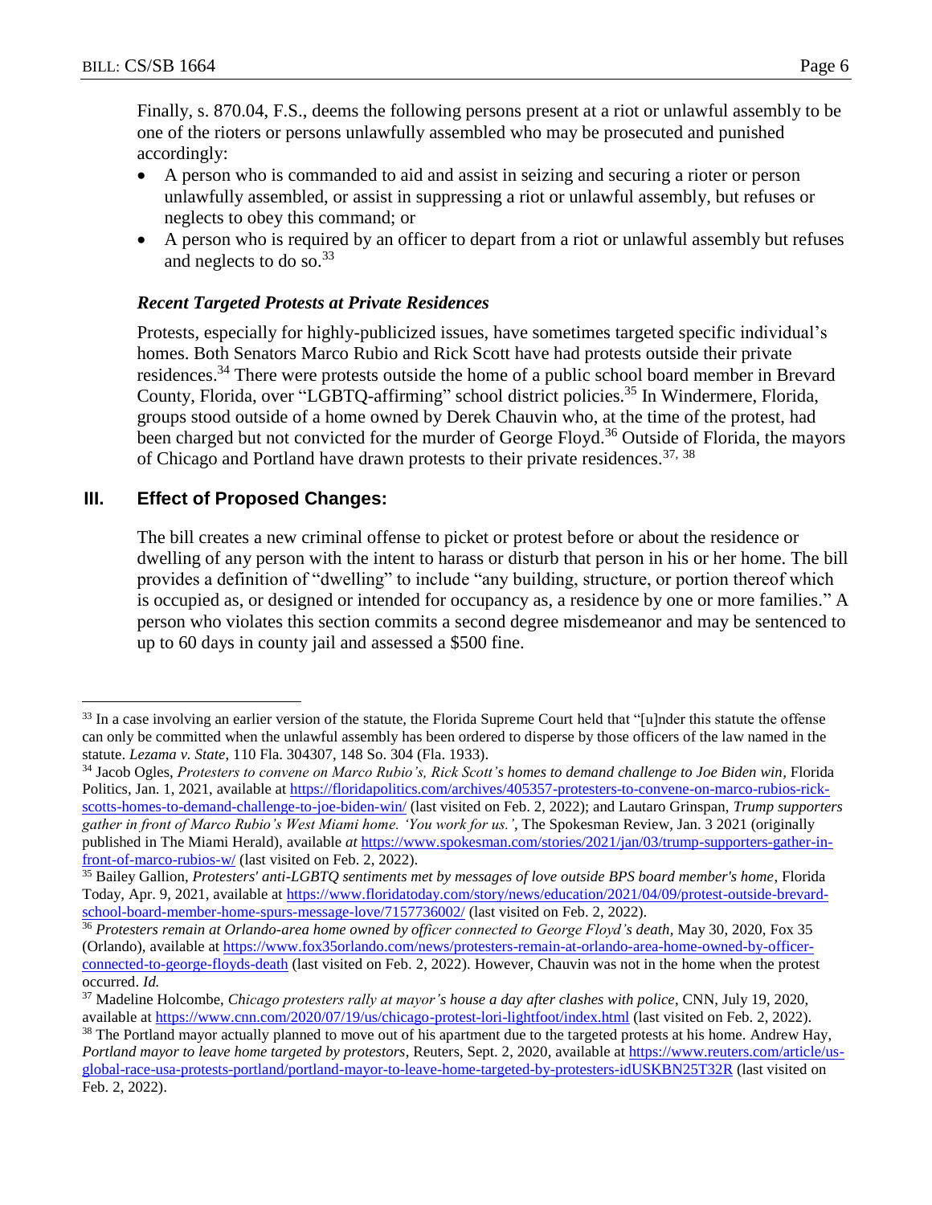Finally, s. 870.04, F.S., deems the following persons present at a riot or unlawful assembly to be one of the rioters or persons unlawfully assembled who may be prosecuted and punished accordingly:

- A person who is commanded to aid and assist in seizing and securing a rioter or person unlawfully assembled, or assist in suppressing a riot or unlawful assembly, but refuses or neglects to obey this command; or
- A person who is required by an officer to depart from a riot or unlawful assembly but refuses and neglects to do so.[33]

### *Recent Targeted Protests at Private Residences*

Protests, especially for highly-publicized issues, have sometimes targeted specific individual's homes. Both Senators Marco Rubio and Rick Scott have had protests outside their private residences.[34] There were protests outside the home of a public school board member in Brevard County, Florida, over "LGBTQ-affirming" school district policies.[35] In Windermere, Florida, groups stood outside of a home owned by Derek Chauvin who, at the time of the protest, had been charged but not convicted for the murder of George Floyd.[36] Outside of Florida, the mayors of Chicago and Portland have drawn protests to their private residences.[37, 38]

## III. Effect of Proposed Changes:

The bill creates a new criminal offense to picket or protest before or about the residence or dwelling of any person with the intent to harass or disturb that person in his or her home. The bill provides a definition of "dwelling" to include "any building, structure, or portion thereof which is occupied as, or designed or intended for occupancy as, a residence by one or more families." A person who violates this section commits a second degree misdemeanor and may be sentenced to up to 60 days in county jail and assessed a $500 fine.

---

[33] In a case involving an earlier version of the statute, the Florida Supreme Court held that "[u]nder this statute the offense can only be committed when the unlawful assembly has been ordered to disperse by those officers of the law named in the statute. *Lezama v. State*, 110 Fla. 304307, 148 So. 304 (Fla. 1933).

[34] Jacob Ogles, *Protesters to convene on Marco Rubio's, Rick Scott's homes to demand challenge to Joe Biden win*, Florida Politics, Jan. 1, 2021, available at https://floridapolitics.com/archives/405357-protesters-to-convene-on-marco-rubios-rick-scotts-homes-to-demand-challenge-to-joe-biden-win/ (last visited on Feb. 2, 2022); and Lautaro Grinspan, *Trump supporters gather in front of Marco Rubio's West Miami home. 'You work for us.'*, The Spokesman Review, Jan. 3 2021 (originally published in The Miami Herald), available *at* https://www.spokesman.com/stories/2021/jan/03/trump-supporters-gather-in-front-of-marco-rubios-w/ (last visited on Feb. 2, 2022).

[35] Bailey Gallion, *Protesters' anti-LGBTQ sentiments met by messages of love outside BPS board member's home*, Florida Today, Apr. 9, 2021, available at https://www.floridatoday.com/story/news/education/2021/04/09/protest-outside-brevard-school-board-member-home-spurs-message-love/7157736002/ (last visited on Feb. 2, 2022).

[36] *Protesters remain at Orlando-area home owned by officer connected to George Floyd's death*, May 30, 2020, Fox 35 (Orlando), available at https://www.fox35orlando.com/news/protesters-remain-at-orlando-area-home-owned-by-officer-connected-to-george-floyds-death (last visited on Feb. 2, 2022). However, Chauvin was not in the home when the protest occurred. *Id.*

[37] Madeline Holcombe, *Chicago protesters rally at mayor's house a day after clashes with police*, CNN, July 19, 2020, available at https://www.cnn.com/2020/07/19/us/chicago-protest-lori-lightfoot/index.html (last visited on Feb. 2, 2022).

[38] The Portland mayor actually planned to move out of his apartment due to the targeted protests at his home. Andrew Hay, *Portland mayor to leave home targeted by protestors*, Reuters, Sept. 2, 2020, available at https://www.reuters.com/article/us-global-race-usa-protests-portland/portland-mayor-to-leave-home-targeted-by-protesters-idUSKBN25T32R (last visited on Feb. 2, 2022).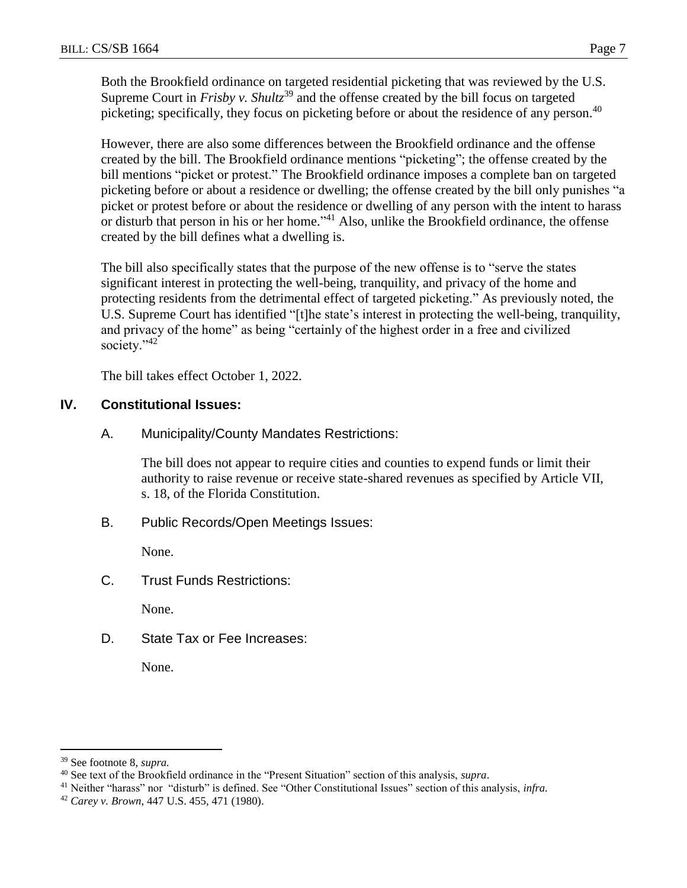Both the Brookfield ordinance on targeted residential picketing that was reviewed by the U.S. Supreme Court in *Frisby v. Shultz*[39] and the offense created by the bill focus on targeted picketing; specifically, they focus on picketing before or about the residence of any person.[40]

However, there are also some differences between the Brookfield ordinance and the offense created by the bill. The Brookfield ordinance mentions "picketing"; the offense created by the bill mentions "picket or protest." The Brookfield ordinance imposes a complete ban on targeted picketing before or about a residence or dwelling; the offense created by the bill only punishes "a picket or protest before or about the residence or dwelling of any person with the intent to harass or disturb that person in his or her home."[41] Also, unlike the Brookfield ordinance, the offense created by the bill defines what a dwelling is.

The bill also specifically states that the purpose of the new offense is to "serve the states significant interest in protecting the well-being, tranquility, and privacy of the home and protecting residents from the detrimental effect of targeted picketing." As previously noted, the U.S. Supreme Court has identified "[t]he state's interest in protecting the well-being, tranquility, and privacy of the home" as being "certainly of the highest order in a free and civilized society."[42]

The bill takes effect October 1, 2022.

## IV. Constitutional Issues:

### A. Municipality/County Mandates Restrictions:

The bill does not appear to require cities and counties to expend funds or limit their authority to raise revenue or receive state-shared revenues as specified by Article VII, s. 18, of the Florida Constitution.

### B. Public Records/Open Meetings Issues:

None.

### C. Trust Funds Restrictions:

None.

### D. State Tax or Fee Increases:

None.

---

[39] See footnote 8, *supra.*

[40] See text of the Brookfield ordinance in the "Present Situation" section of this analysis, *supra*.

[41] Neither "harass" nor "disturb" is defined. See "Other Constitutional Issues" section of this analysis, *infra.*

[42] *Carey v. Brown*, 447 U.S. 455, 471 (1980).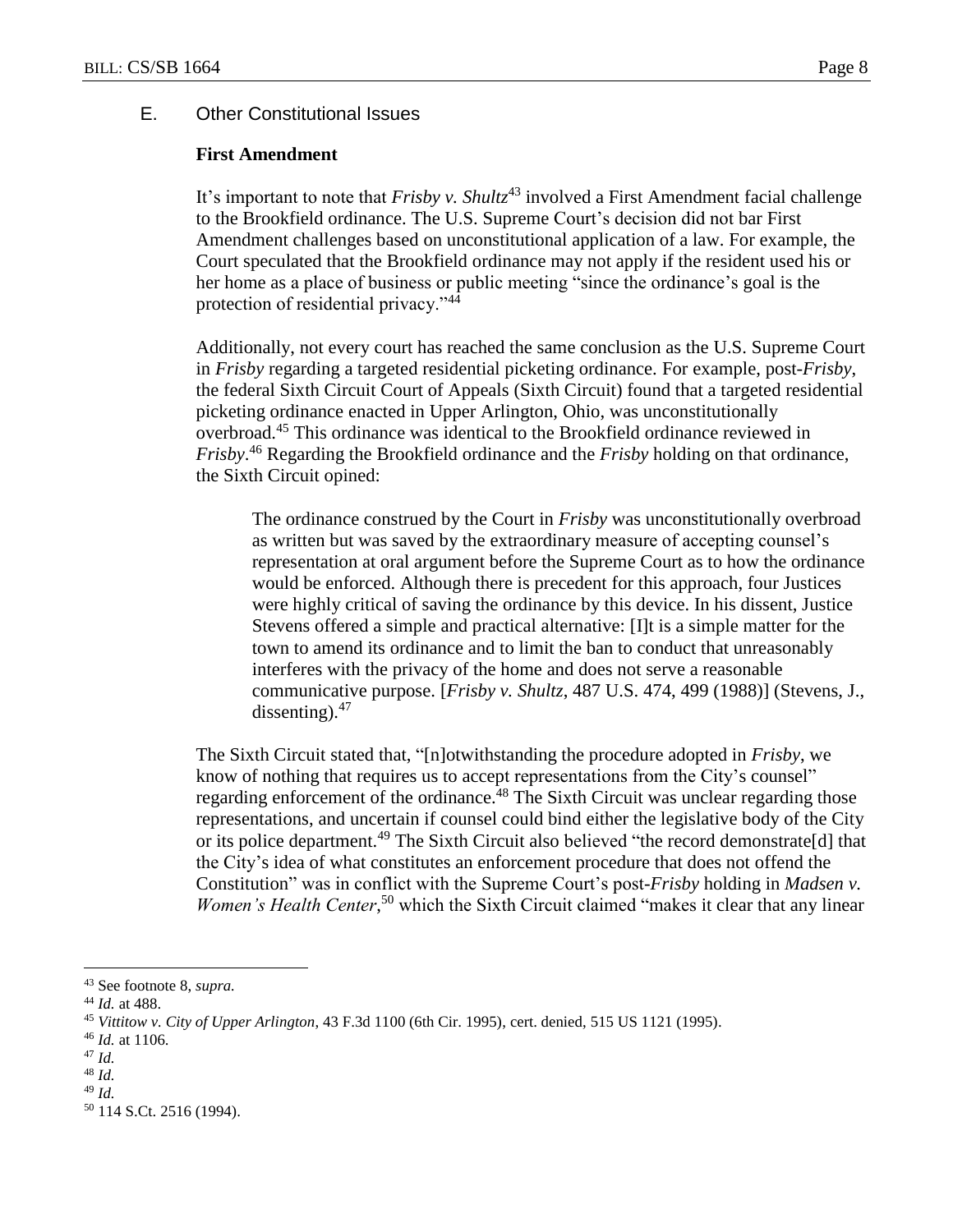## E. Other Constitutional Issues

**First Amendment**

It's important to note that *Frisby v. Shultz*[43] involved a First Amendment facial challenge to the Brookfield ordinance. The U.S. Supreme Court's decision did not bar First Amendment challenges based on unconstitutional application of a law. For example, the Court speculated that the Brookfield ordinance may not apply if the resident used his or her home as a place of business or public meeting "since the ordinance's goal is the protection of residential privacy."[44]

Additionally, not every court has reached the same conclusion as the U.S. Supreme Court in *Frisby* regarding a targeted residential picketing ordinance. For example, post-*Frisby*, the federal Sixth Circuit Court of Appeals (Sixth Circuit) found that a targeted residential picketing ordinance enacted in Upper Arlington, Ohio, was unconstitutionally overbroad.[45] This ordinance was identical to the Brookfield ordinance reviewed in *Frisby*.[46] Regarding the Brookfield ordinance and the *Frisby* holding on that ordinance, the Sixth Circuit opined:

> The ordinance construed by the Court in *Frisby* was unconstitutionally overbroad as written but was saved by the extraordinary measure of accepting counsel's representation at oral argument before the Supreme Court as to how the ordinance would be enforced. Although there is precedent for this approach, four Justices were highly critical of saving the ordinance by this device. In his dissent, Justice Stevens offered a simple and practical alternative: [I]t is a simple matter for the town to amend its ordinance and to limit the ban to conduct that unreasonably interferes with the privacy of the home and does not serve a reasonable communicative purpose. [*Frisby v. Shultz*, 487 U.S. 474, 499 (1988)] (Stevens, J., dissenting).[47]

The Sixth Circuit stated that, "[n]otwithstanding the procedure adopted in *Frisby*, we know of nothing that requires us to accept representations from the City's counsel" regarding enforcement of the ordinance.[48] The Sixth Circuit was unclear regarding those representations, and uncertain if counsel could bind either the legislative body of the City or its police department.[49] The Sixth Circuit also believed "the record demonstrate[d] that the City's idea of what constitutes an enforcement procedure that does not offend the Constitution" was in conflict with the Supreme Court's post-*Frisby* holding in *Madsen v. Women's Health Center*,[50] which the Sixth Circuit claimed "makes it clear that any linear

---

[43] See footnote 8, *supra.*

[44] *Id.* at 488.

[45] *Vittitow v. City of Upper Arlington*, 43 F.3d 1100 (6th Cir. 1995), cert. denied, 515 US 1121 (1995).

[46] *Id.* at 1106.

[47] *Id.*

[48] *Id.*

[49] *Id.*

[50] 114 S.Ct. 2516 (1994).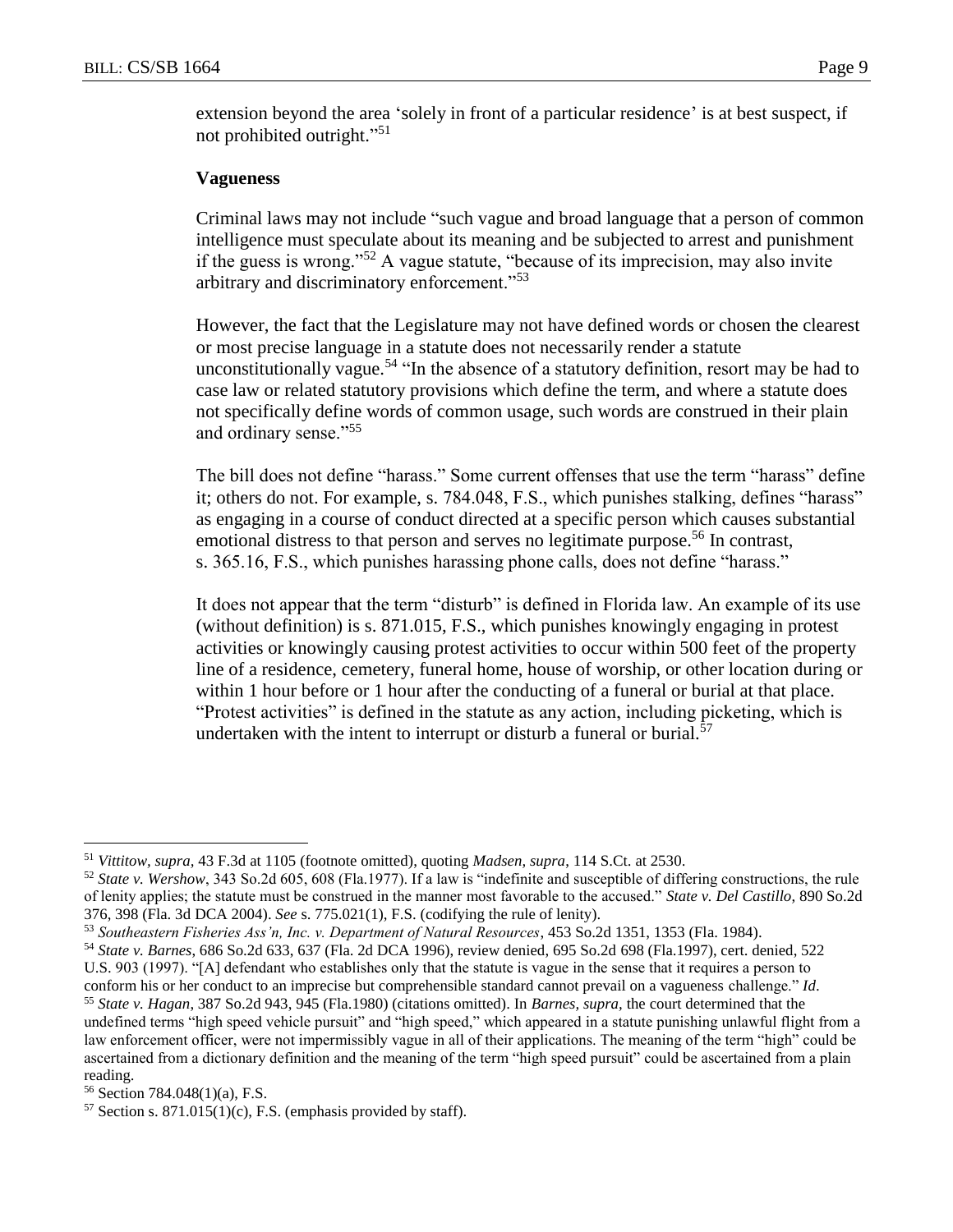extension beyond the area 'solely in front of a particular residence' is at best suspect, if not prohibited outright."[51]

**Vagueness**

Criminal laws may not include "such vague and broad language that a person of common intelligence must speculate about its meaning and be subjected to arrest and punishment if the guess is wrong."[52] A vague statute, "because of its imprecision, may also invite arbitrary and discriminatory enforcement."[53]

However, the fact that the Legislature may not have defined words or chosen the clearest or most precise language in a statute does not necessarily render a statute unconstitutionally vague.[54] "In the absence of a statutory definition, resort may be had to case law or related statutory provisions which define the term, and where a statute does not specifically define words of common usage, such words are construed in their plain and ordinary sense."[55]

The bill does not define "harass." Some current offenses that use the term "harass" define it; others do not. For example, s. 784.048, F.S., which punishes stalking, defines "harass" as engaging in a course of conduct directed at a specific person which causes substantial emotional distress to that person and serves no legitimate purpose.[56] In contrast, s. 365.16, F.S., which punishes harassing phone calls, does not define "harass."

It does not appear that the term "disturb" is defined in Florida law. An example of its use (without definition) is s. 871.015, F.S., which punishes knowingly engaging in protest activities or knowingly causing protest activities to occur within 500 feet of the property line of a residence, cemetery, funeral home, house of worship, or other location during or within 1 hour before or 1 hour after the conducting of a funeral or burial at that place. "Protest activities" is defined in the statute as any action, including picketing, which is undertaken with the intent to interrupt or disturb a funeral or burial.[57]

---

[51] *Vittitow, supra,* 43 F.3d at 1105 (footnote omitted), quoting *Madsen, supra*, 114 S.Ct. at 2530.

[52] *State v. Wershow*, 343 So.2d 605, 608 (Fla.1977). If a law is "indefinite and susceptible of differing constructions, the rule of lenity applies; the statute must be construed in the manner most favorable to the accused." *State v. Del Castillo*, 890 So.2d 376, 398 (Fla. 3d DCA 2004). *See* s. 775.021(1), F.S. (codifying the rule of lenity).

[53] *Southeastern Fisheries Ass'n, Inc. v. Department of Natural Resources*, 453 So.2d 1351, 1353 (Fla. 1984).

[54] *State v. Barnes*, 686 So.2d 633, 637 (Fla. 2d DCA 1996), review denied, 695 So.2d 698 (Fla.1997), cert. denied, 522 U.S. 903 (1997). "[A] defendant who establishes only that the statute is vague in the sense that it requires a person to conform his or her conduct to an imprecise but comprehensible standard cannot prevail on a vagueness challenge." *Id*.

[55] *State v. Hagan*, 387 So.2d 943, 945 (Fla.1980) (citations omitted). In *Barnes, supra,* the court determined that the undefined terms "high speed vehicle pursuit" and "high speed," which appeared in a statute punishing unlawful flight from a law enforcement officer, were not impermissibly vague in all of their applications. The meaning of the term "high" could be ascertained from a dictionary definition and the meaning of the term "high speed pursuit" could be ascertained from a plain reading.

[56] Section 784.048(1)(a), F.S.

[57] Section s. 871.015(1)(c), F.S. (emphasis provided by staff).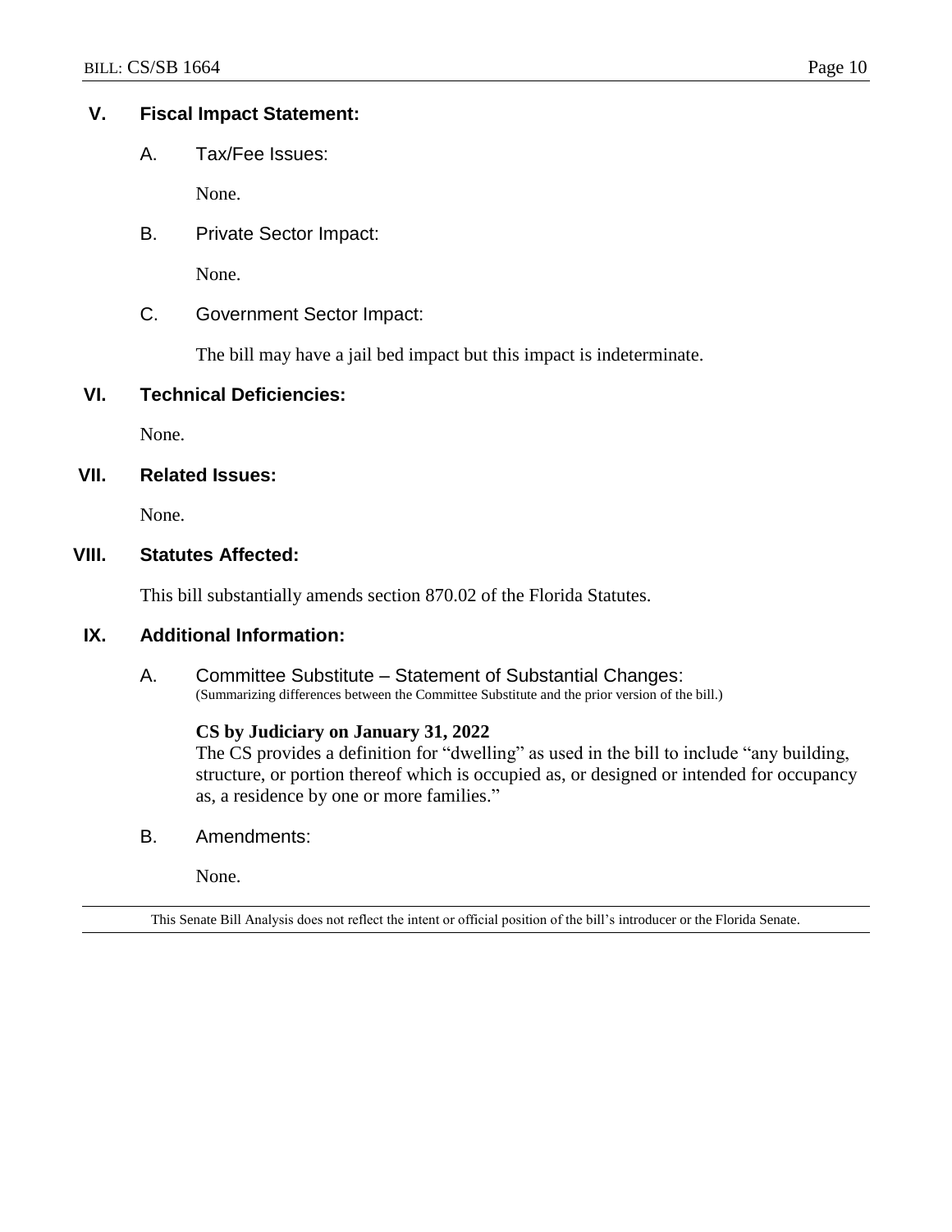## V. Fiscal Impact Statement:

### A. Tax/Fee Issues:

None.

### B. Private Sector Impact:

None.

### C. Government Sector Impact:

The bill may have a jail bed impact but this impact is indeterminate.

## VI. Technical Deficiencies:

None.

## VII. Related Issues:

None.

## VIII. Statutes Affected:

This bill substantially amends section 870.02 of the Florida Statutes.

## IX. Additional Information:

### A. Committee Substitute – Statement of Substantial Changes:

(Summarizing differences between the Committee Substitute and the prior version of the bill.)

**CS by Judiciary on January 31, 2022**

The CS provides a definition for "dwelling" as used in the bill to include "any building, structure, or portion thereof which is occupied as, or designed or intended for occupancy as, a residence by one or more families."

### B. Amendments:

None.

This Senate Bill Analysis does not reflect the intent or official position of the bill's introducer or the Florida Senate.